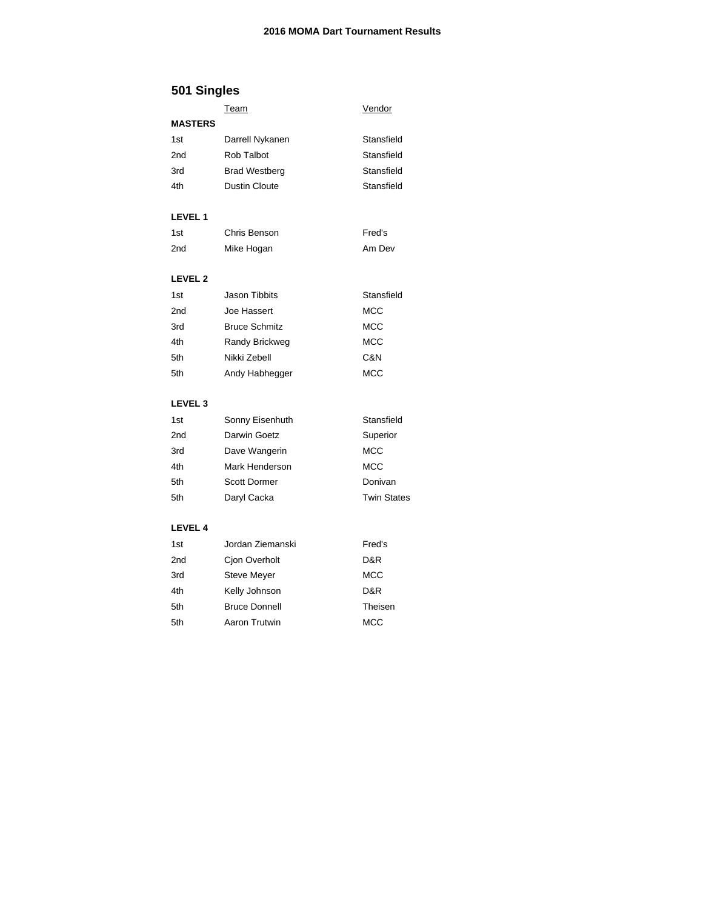# 2016 MOMA Dart Tournament Results

## 501 Singles

| | Team | Vendor |
|---|---|---|
| **MASTERS** | | |
| 1st | Darrell Nykanen | Stansfield |
| 2nd | Rob Talbot | Stansfield |
| 3rd | Brad Westberg | Stansfield |
| 4th | Dustin Cloute | Stansfield |
| | | |
| **LEVEL 1** | | |
| 1st | Chris Benson | Fred's |
| 2nd | Mike Hogan | Am Dev |
| | | |
| **LEVEL 2** | | |
| 1st | Jason Tibbits | Stansfield |
| 2nd | Joe Hassert | MCC |
| 3rd | Bruce Schmitz | MCC |
| 4th | Randy Brickweg | MCC |
| 5th | Nikki Zebell | C&N |
| 5th | Andy Habhegger | MCC |
| | | |
| **LEVEL 3** | | |
| 1st | Sonny Eisenhuth | Stansfield |
| 2nd | Darwin Goetz | Superior |
| 3rd | Dave Wangerin | MCC |
| 4th | Mark Henderson | MCC |
| 5th | Scott Dormer | Donivan |
| 5th | Daryl Cacka | Twin States |
| | | |
| **LEVEL 4** | | |
| 1st | Jordan Ziemanski | Fred's |
| 2nd | Cjon Overholt | D&R |
| 3rd | Steve Meyer | MCC |
| 4th | Kelly Johnson | D&R |
| 5th | Bruce Donnell | Theisen |
| 5th | Aaron Trutwin | MCC |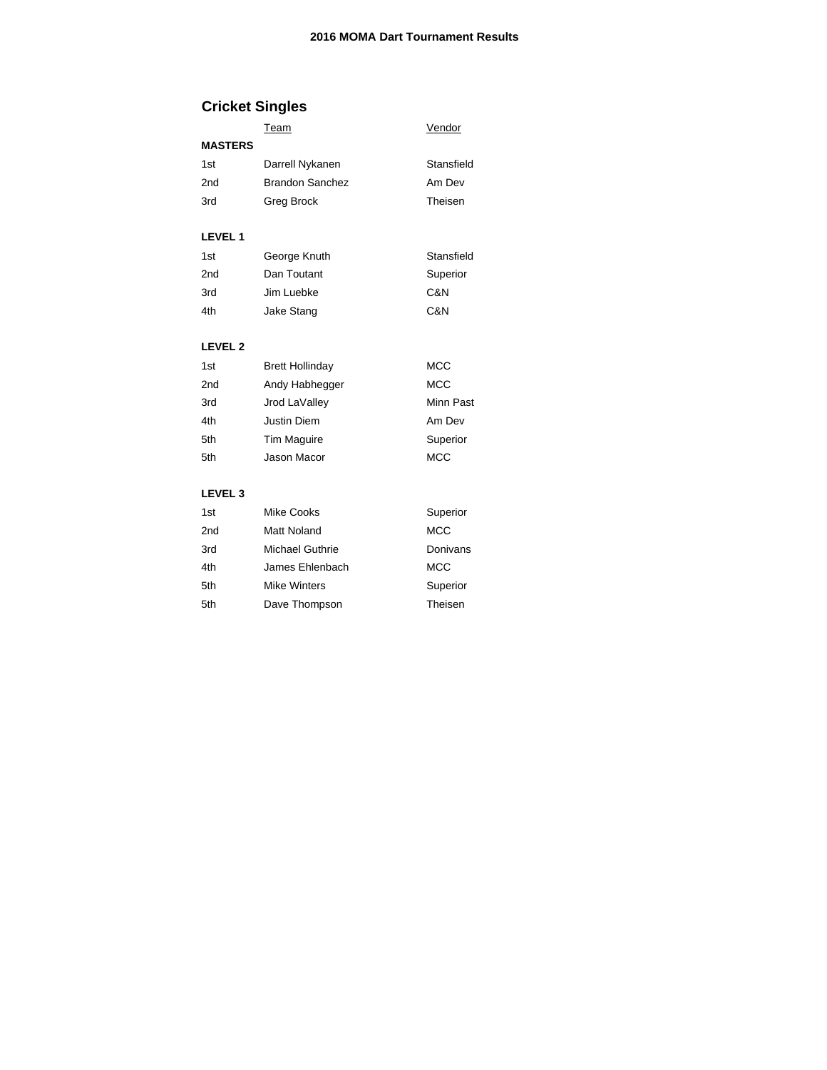**2016 MOMA Dart Tournament Results**

## Cricket Singles

| | Team | Vendor |
|---|---|---|
| **MASTERS** | | |
| 1st | Darrell Nykanen | Stansfield |
| 2nd | Brandon Sanchez | Am Dev |
| 3rd | Greg Brock | Theisen |
| | | |
| **LEVEL 1** | | |
| 1st | George Knuth | Stansfield |
| 2nd | Dan Toutant | Superior |
| 3rd | Jim Luebke | C&N |
| 4th | Jake Stang | C&N |
| | | |
| **LEVEL 2** | | |
| 1st | Brett Hollinday | MCC |
| 2nd | Andy Habhegger | MCC |
| 3rd | Jrod LaValley | Minn Past |
| 4th | Justin Diem | Am Dev |
| 5th | Tim Maguire | Superior |
| 5th | Jason Macor | MCC |
| | | |
| **LEVEL 3** | | |
| 1st | Mike Cooks | Superior |
| 2nd | Matt Noland | MCC |
| 3rd | Michael Guthrie | Donivans |
| 4th | James Ehlenbach | MCC |
| 5th | Mike Winters | Superior |
| 5th | Dave Thompson | Theisen |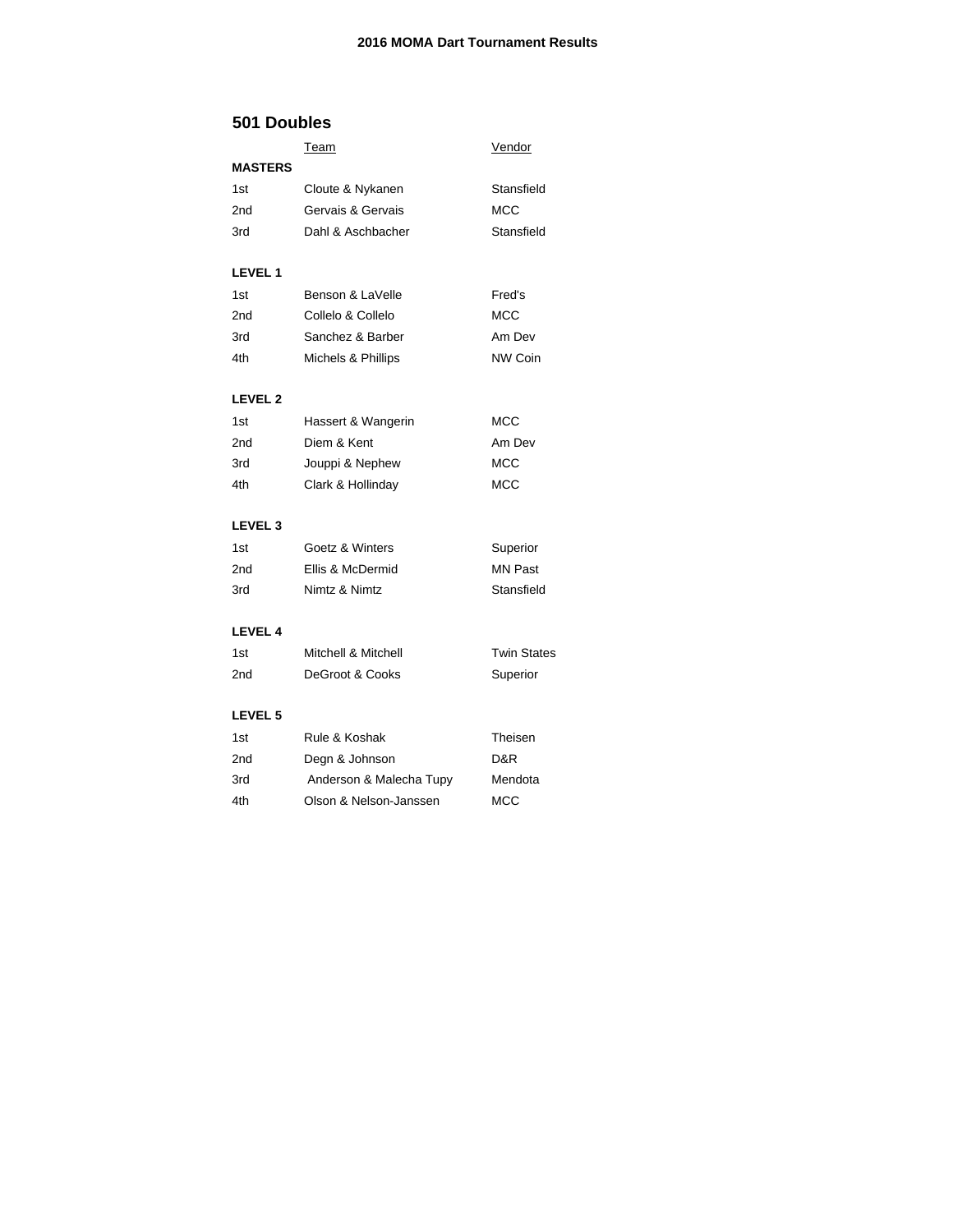**2016 MOMA Dart Tournament Results**

## 501 Doubles

| | Team | Vendor |
|---|---|---|
| **MASTERS** | | |
| 1st | Cloute & Nykanen | Stansfield |
| 2nd | Gervais & Gervais | MCC |
| 3rd | Dahl & Aschbacher | Stansfield |
| | | |
| **LEVEL 1** | | |
| 1st | Benson & LaVelle | Fred's |
| 2nd | Collelo & Collelo | MCC |
| 3rd | Sanchez & Barber | Am Dev |
| 4th | Michels & Phillips | NW Coin |
| | | |
| **LEVEL 2** | | |
| 1st | Hassert & Wangerin | MCC |
| 2nd | Diem & Kent | Am Dev |
| 3rd | Jouppi & Nephew | MCC |
| 4th | Clark & Hollinday | MCC |
| | | |
| **LEVEL 3** | | |
| 1st | Goetz & Winters | Superior |
| 2nd | Ellis & McDermid | MN Past |
| 3rd | Nimtz & Nimtz | Stansfield |
| | | |
| **LEVEL 4** | | |
| 1st | Mitchell & Mitchell | Twin States |
| 2nd | DeGroot & Cooks | Superior |
| | | |
| **LEVEL 5** | | |
| 1st | Rule & Koshak | Theisen |
| 2nd | Degn & Johnson | D&R |
| 3rd | Anderson & Malecha Tupy | Mendota |
| 4th | Olson & Nelson-Janssen | MCC |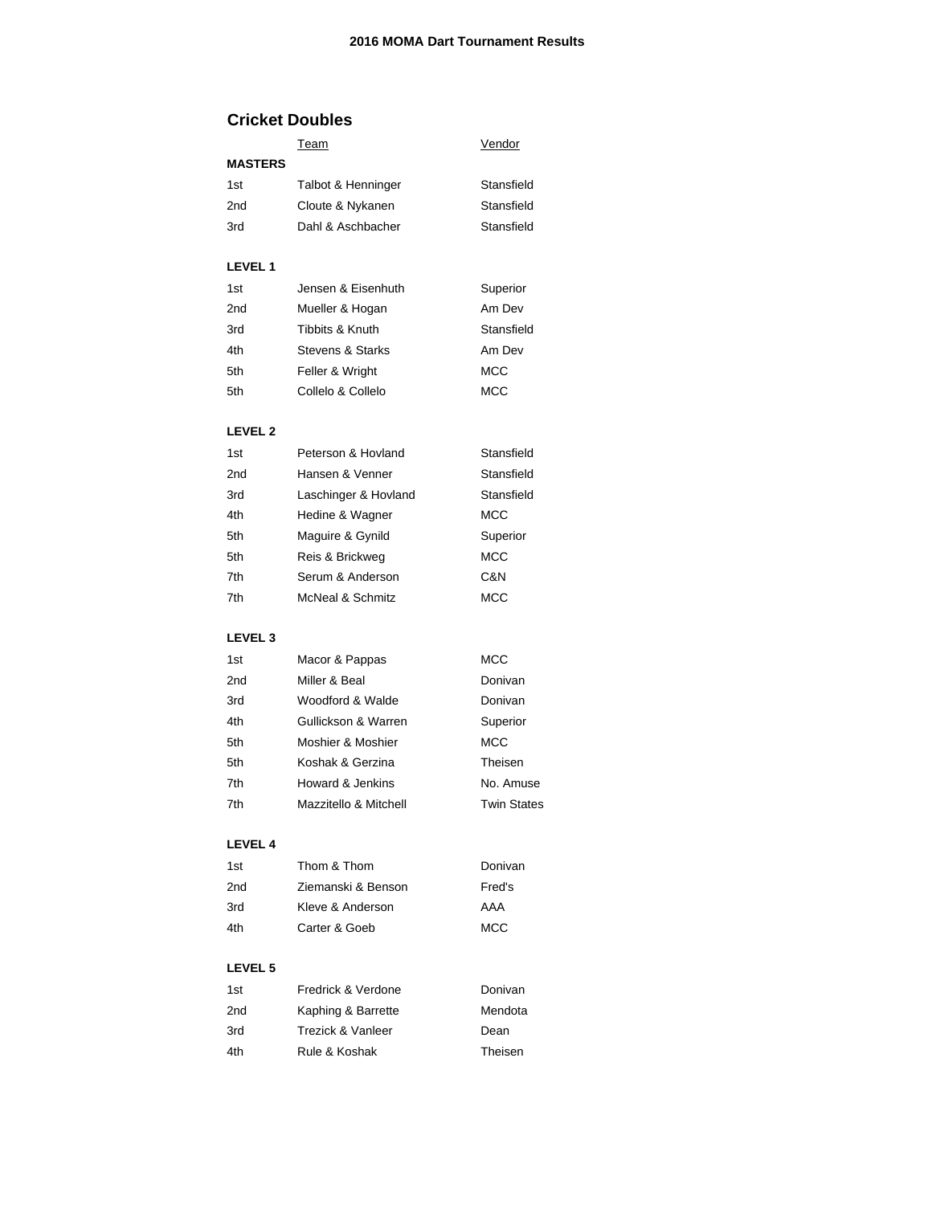# 2016 MOMA Dart Tournament Results

## Cricket Doubles

| | Team | Vendor |
|---|---|---|
| **MASTERS** | | |
| 1st | Talbot & Henninger | Stansfield |
| 2nd | Cloute & Nykanen | Stansfield |
| 3rd | Dahl & Aschbacher | Stansfield |
| | | |
| **LEVEL 1** | | |
| 1st | Jensen & Eisenhuth | Superior |
| 2nd | Mueller & Hogan | Am Dev |
| 3rd | Tibbits & Knuth | Stansfield |
| 4th | Stevens & Starks | Am Dev |
| 5th | Feller & Wright | MCC |
| 5th | Collelo & Collelo | MCC |
| | | |
| **LEVEL 2** | | |
| 1st | Peterson & Hovland | Stansfield |
| 2nd | Hansen & Venner | Stansfield |
| 3rd | Laschinger & Hovland | Stansfield |
| 4th | Hedine & Wagner | MCC |
| 5th | Maguire & Gynild | Superior |
| 5th | Reis & Brickweg | MCC |
| 7th | Serum & Anderson | C&N |
| 7th | McNeal & Schmitz | MCC |
| | | |
| **LEVEL 3** | | |
| 1st | Macor & Pappas | MCC |
| 2nd | Miller & Beal | Donivan |
| 3rd | Woodford & Walde | Donivan |
| 4th | Gullickson & Warren | Superior |
| 5th | Moshier & Moshier | MCC |
| 5th | Koshak & Gerzina | Theisen |
| 7th | Howard & Jenkins | No. Amuse |
| 7th | Mazzitello & Mitchell | Twin States |
| | | |
| **LEVEL 4** | | |
| 1st | Thom & Thom | Donivan |
| 2nd | Ziemanski & Benson | Fred's |
| 3rd | Kleve & Anderson | AAA |
| 4th | Carter & Goeb | MCC |
| | | |
| **LEVEL 5** | | |
| 1st | Fredrick & Verdone | Donivan |
| 2nd | Kaphing & Barrette | Mendota |
| 3rd | Trezick & Vanleer | Dean |
| 4th | Rule & Koshak | Theisen |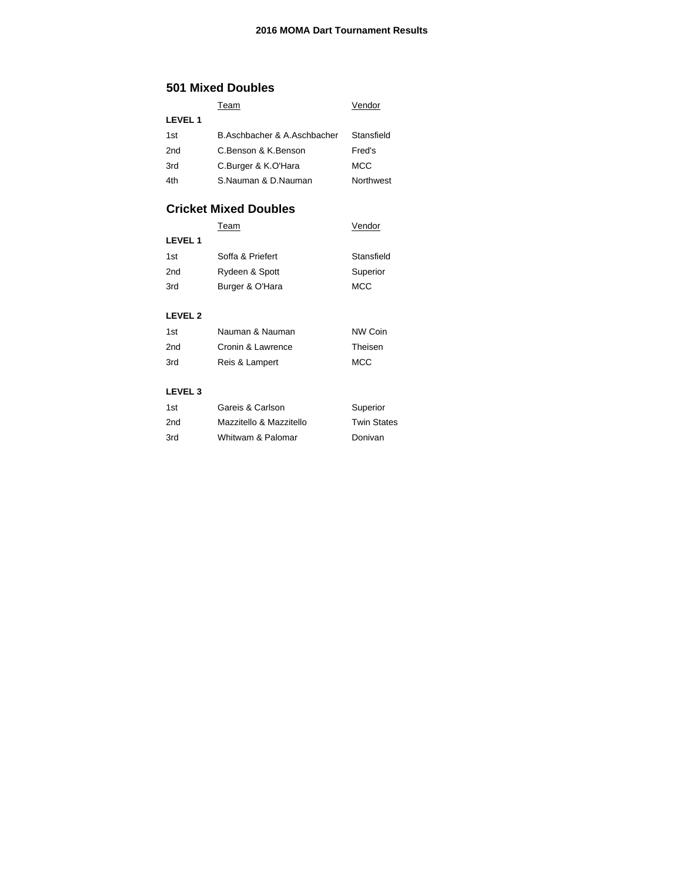**2016 MOMA Dart Tournament Results**

## 501 Mixed Doubles

| | Team | Vendor |
|---|---|---|
| **LEVEL 1** | | |
| 1st | B.Aschbacher & A.Aschbacher | Stansfield |
| 2nd | C.Benson & K.Benson | Fred's |
| 3rd | C.Burger & K.O'Hara | MCC |
| 4th | S.Nauman & D.Nauman | Northwest |

## Cricket Mixed Doubles

| | Team | Vendor |
|---|---|---|
| **LEVEL 1** | | |
| 1st | Soffa & Priefert | Stansfield |
| 2nd | Rydeen & Spott | Superior |
| 3rd | Burger & O'Hara | MCC |
| | | |
| **LEVEL 2** | | |
| 1st | Nauman & Nauman | NW Coin |
| 2nd | Cronin & Lawrence | Theisen |
| 3rd | Reis & Lampert | MCC |
| | | |
| **LEVEL 3** | | |
| 1st | Gareis & Carlson | Superior |
| 2nd | Mazzitello & Mazzitello | Twin States |
| 3rd | Whitwam & Palomar | Donivan |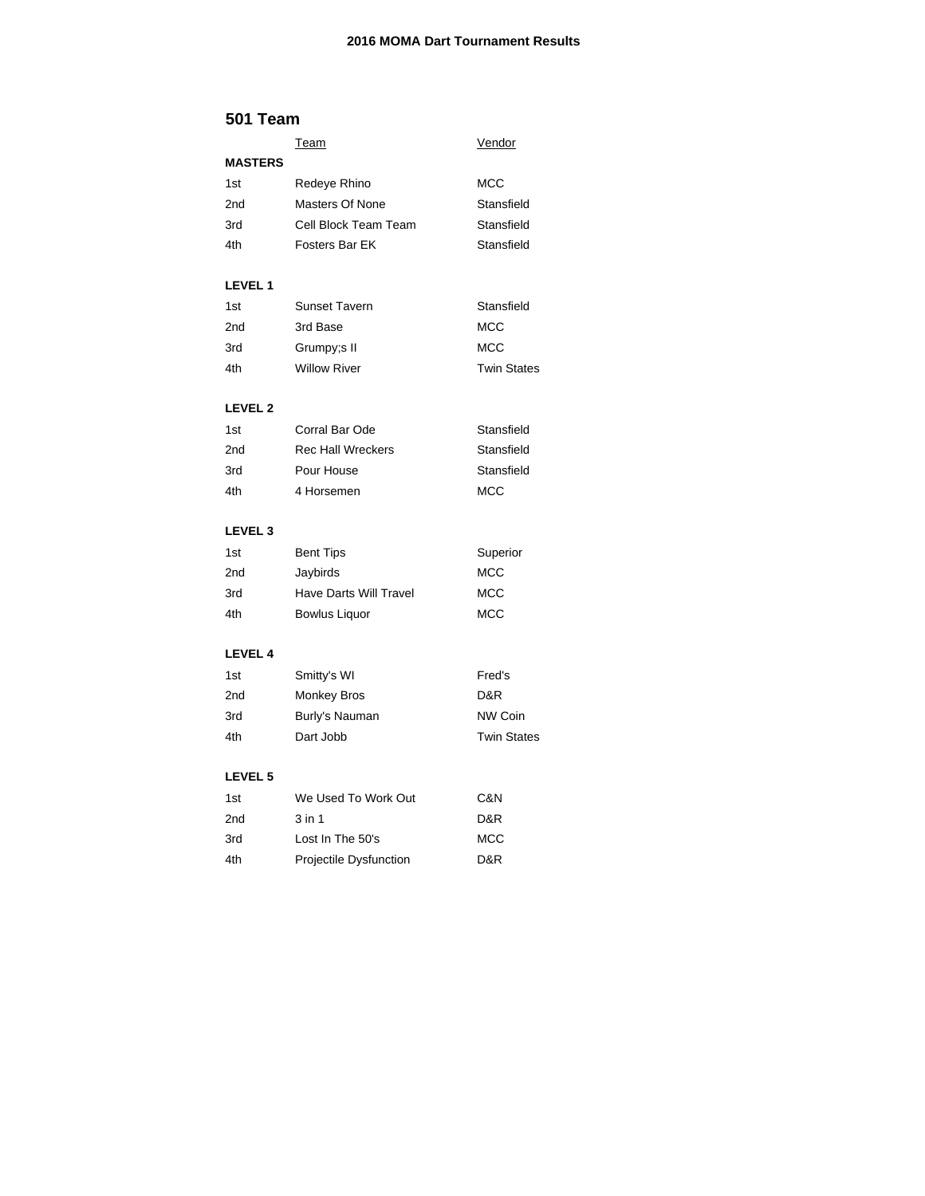**2016 MOMA Dart Tournament Results**

## 501 Team

| | Team | Vendor |
|---|---|---|
| **MASTERS** | | |
| 1st | Redeye Rhino | MCC |
| 2nd | Masters Of None | Stansfield |
| 3rd | Cell Block Team Team | Stansfield |
| 4th | Fosters Bar EK | Stansfield |
| | | |
| **LEVEL 1** | | |
| 1st | Sunset Tavern | Stansfield |
| 2nd | 3rd Base | MCC |
| 3rd | Grumpy;s II | MCC |
| 4th | Willow River | Twin States |
| | | |
| **LEVEL 2** | | |
| 1st | Corral Bar Ode | Stansfield |
| 2nd | Rec Hall Wreckers | Stansfield |
| 3rd | Pour House | Stansfield |
| 4th | 4 Horsemen | MCC |
| | | |
| **LEVEL 3** | | |
| 1st | Bent Tips | Superior |
| 2nd | Jaybirds | MCC |
| 3rd | Have Darts Will Travel | MCC |
| 4th | Bowlus Liquor | MCC |
| | | |
| **LEVEL 4** | | |
| 1st | Smitty's WI | Fred's |
| 2nd | Monkey Bros | D&R |
| 3rd | Burly's Nauman | NW Coin |
| 4th | Dart Jobb | Twin States |
| | | |
| **LEVEL 5** | | |
| 1st | We Used To Work Out | C&N |
| 2nd | 3 in 1 | D&R |
| 3rd | Lost In The 50's | MCC |
| 4th | Projectile Dysfunction | D&R |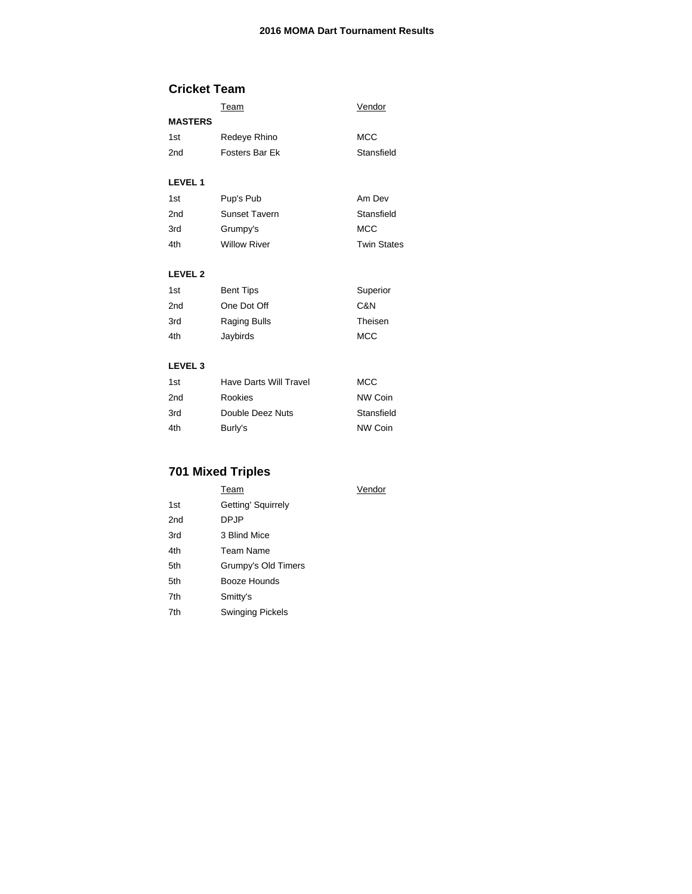# 2016 MOMA Dart Tournament Results

## Cricket Team

| | Team | Vendor |
|---|---|---|
| **MASTERS** | | |
| 1st | Redeye Rhino | MCC |
| 2nd | Fosters Bar Ek | Stansfield |
| | | |
| **LEVEL 1** | | |
| 1st | Pup's Pub | Am Dev |
| 2nd | Sunset Tavern | Stansfield |
| 3rd | Grumpy's | MCC |
| 4th | Willow River | Twin States |
| | | |
| **LEVEL 2** | | |
| 1st | Bent Tips | Superior |
| 2nd | One Dot Off | C&N |
| 3rd | Raging Bulls | Theisen |
| 4th | Jaybirds | MCC |
| | | |
| **LEVEL 3** | | |
| 1st | Have Darts Will Travel | MCC |
| 2nd | Rookies | NW Coin |
| 3rd | Double Deez Nuts | Stansfield |
| 4th | Burly's | NW Coin |

## 701 Mixed Triples

| | Team | Vendor |
|---|---|---|
| 1st | Getting' Squirrely | |
| 2nd | DPJP | |
| 3rd | 3 Blind Mice | |
| 4th | Team Name | |
| 5th | Grumpy's Old Timers | |
| 5th | Booze Hounds | |
| 7th | Smitty's | |
| 7th | Swinging Pickels | |